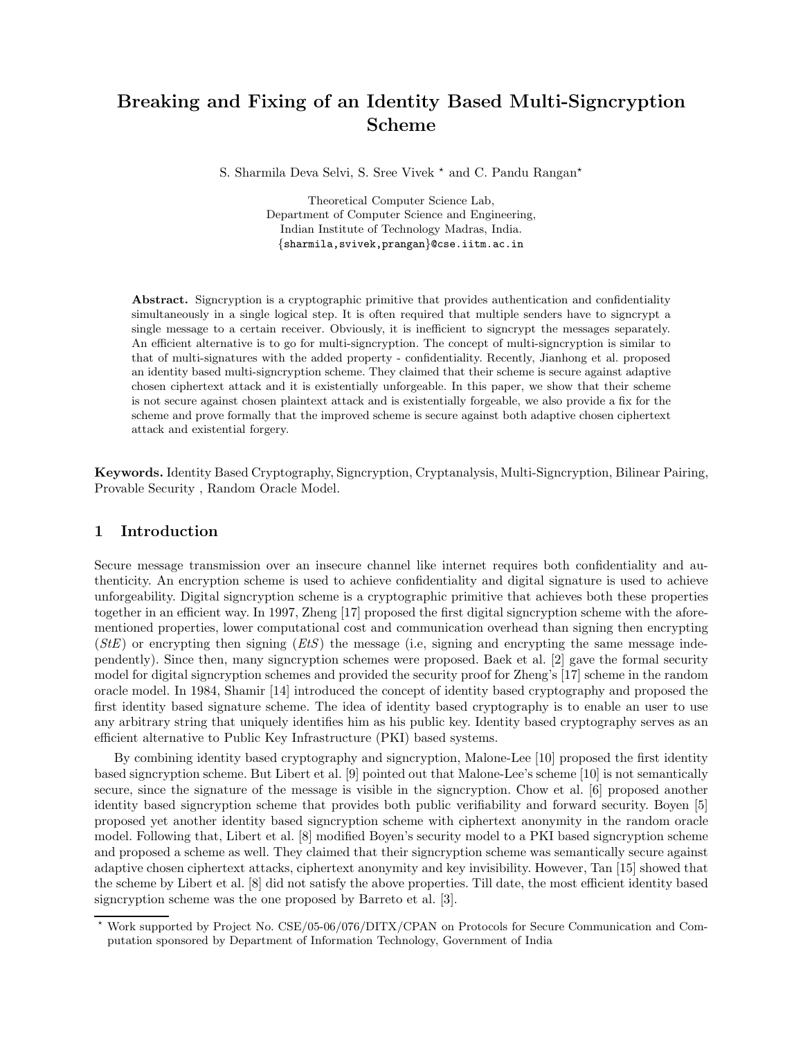# Breaking and Fixing of an Identity Based Multi-Signcryption Scheme

S. Sharmila Deva Selvi, S. Sree Vivek * and C. Pandu Rangan*

Theoretical Computer Science Lab,
Department of Computer Science and Engineering,
Indian Institute of Technology Madras, India.
{sharmila,svivek,prangan}@cse.iitm.ac.in

**Abstract.** Signcryption is a cryptographic primitive that provides authentication and confidentiality simultaneously in a single logical step. It is often required that multiple senders have to signcrypt a single message to a certain receiver. Obviously, it is inefficient to signcrypt the messages separately. An efficient alternative is to go for multi-signcryption. The concept of multi-signcryption is similar to that of multi-signatures with the added property - confidentiality. Recently, Jianhong et al. proposed an identity based multi-signcryption scheme. They claimed that their scheme is secure against adaptive chosen ciphertext attack and it is existentially unforgeable. In this paper, we show that their scheme is not secure against chosen plaintext attack and is existentially forgeable, we also provide a fix for the scheme and prove formally that the improved scheme is secure against both adaptive chosen ciphertext attack and existential forgery.

**Keywords.** Identity Based Cryptography, Signcryption, Cryptanalysis, Multi-Signcryption, Bilinear Pairing, Provable Security , Random Oracle Model.

## 1 Introduction

Secure message transmission over an insecure channel like internet requires both confidentiality and authenticity. An encryption scheme is used to achieve confidentiality and digital signature is used to achieve unforgeability. Digital signcryption scheme is a cryptographic primitive that achieves both these properties together in an efficient way. In 1997, Zheng [17] proposed the first digital signcryption scheme with the aforementioned properties, lower computational cost and communication overhead than signing then encrypting (*StE*) or encrypting then signing (*EtS*) the message (i.e, signing and encrypting the same message independently). Since then, many signcryption schemes were proposed. Baek et al. [2] gave the formal security model for digital signcryption schemes and provided the security proof for Zheng's [17] scheme in the random oracle model. In 1984, Shamir [14] introduced the concept of identity based cryptography and proposed the first identity based signature scheme. The idea of identity based cryptography is to enable an user to use any arbitrary string that uniquely identifies him as his public key. Identity based cryptography serves as an efficient alternative to Public Key Infrastructure (PKI) based systems.

By combining identity based cryptography and signcryption, Malone-Lee [10] proposed the first identity based signcryption scheme. But Libert et al. [9] pointed out that Malone-Lee's scheme [10] is not semantically secure, since the signature of the message is visible in the signcryption. Chow et al. [6] proposed another identity based signcryption scheme that provides both public verifiability and forward security. Boyen [5] proposed yet another identity based signcryption scheme with ciphertext anonymity in the random oracle model. Following that, Libert et al. [8] modified Boyen's security model to a PKI based signcryption scheme and proposed a scheme as well. They claimed that their signcryption scheme was semantically secure against adaptive chosen ciphertext attacks, ciphertext anonymity and key invisibility. However, Tan [15] showed that the scheme by Libert et al. [8] did not satisfy the above properties. Till date, the most efficient identity based signcryption scheme was the one proposed by Barreto et al. [3].

---

* Work supported by Project No. CSE/05-06/076/DITX/CPAN on Protocols for Secure Communication and Computation sponsored by Department of Information Technology, Government of India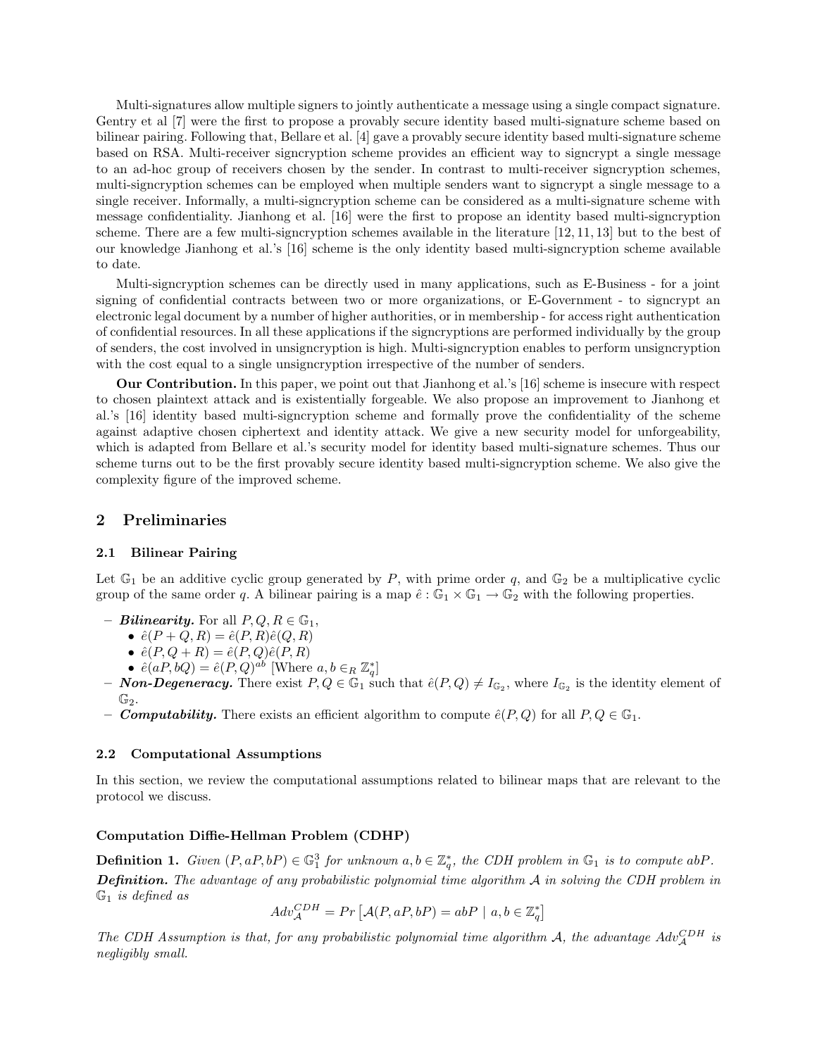Multi-signatures allow multiple signers to jointly authenticate a message using a single compact signature. Gentry et al [7] were the first to propose a provably secure identity based multi-signature scheme based on bilinear pairing. Following that, Bellare et al. [4] gave a provably secure identity based multi-signature scheme based on RSA. Multi-receiver signcryption scheme provides an efficient way to signcrypt a single message to an ad-hoc group of receivers chosen by the sender. In contrast to multi-receiver signcryption schemes, multi-signcryption schemes can be employed when multiple senders want to signcrypt a single message to a single receiver. Informally, a multi-signcryption scheme can be considered as a multi-signature scheme with message confidentiality. Jianhong et al. [16] were the first to propose an identity based multi-signcryption scheme. There are a few multi-signcryption schemes available in the literature [12, 11, 13] but to the best of our knowledge Jianhong et al.'s [16] scheme is the only identity based multi-signcryption scheme available to date.

Multi-signcryption schemes can be directly used in many applications, such as E-Business - for a joint signing of confidential contracts between two or more organizations, or E-Government - to signcrypt an electronic legal document by a number of higher authorities, or in membership - for access right authentication of confidential resources. In all these applications if the signcryptions are performed individually by the group of senders, the cost involved in unsigncryption is high. Multi-signcryption enables to perform unsigncryption with the cost equal to a single unsigncryption irrespective of the number of senders.

**Our Contribution.** In this paper, we point out that Jianhong et al.'s [16] scheme is insecure with respect to chosen plaintext attack and is existentially forgeable. We also propose an improvement to Jianhong et al.'s [16] identity based multi-signcryption scheme and formally prove the confidentiality of the scheme against adaptive chosen ciphertext and identity attack. We give a new security model for unforgeability, which is adapted from Bellare et al.'s security model for identity based multi-signature schemes. Thus our scheme turns out to be the first provably secure identity based multi-signcryption scheme. We also give the complexity figure of the improved scheme.

## 2 Preliminaries

### 2.1 Bilinear Pairing

Let $\mathbb{G}_1$ be an additive cyclic group generated by $P$, with prime order $q$, and $\mathbb{G}_2$ be a multiplicative cyclic group of the same order $q$. A bilinear pairing is a map $\hat{e} : \mathbb{G}_1 \times \mathbb{G}_1 \rightarrow \mathbb{G}_2$ with the following properties.

- ***Bilinearity.*** For all $P, Q, R \in \mathbb{G}_1$,
  - $\hat{e}(P + Q, R) = \hat{e}(P, R)\hat{e}(Q, R)$
  - $\hat{e}(P, Q + R) = \hat{e}(P, Q)\hat{e}(P, R)$
  - $\hat{e}(aP, bQ) = \hat{e}(P, Q)^{ab}$ [Where $a, b \in_R \mathbb{Z}_q^*$]
- ***Non-Degeneracy.*** There exist $P, Q \in \mathbb{G}_1$ such that $\hat{e}(P, Q) \neq I_{\mathbb{G}_2}$, where $I_{\mathbb{G}_2}$ is the identity element of $\mathbb{G}_2$.
- ***Computability.*** There exists an efficient algorithm to compute $\hat{e}(P, Q)$ for all $P, Q \in \mathbb{G}_1$.

### 2.2 Computational Assumptions

In this section, we review the computational assumptions related to bilinear maps that are relevant to the protocol we discuss.

#### Computation Diffie-Hellman Problem (CDHP)

**Definition 1.** *Given $(P, aP, bP) \in \mathbb{G}_1^3$ for unknown $a, b \in \mathbb{Z}_q^*$, the CDH problem in $\mathbb{G}_1$ is to compute $abP$.*

***Definition.*** *The advantage of any probabilistic polynomial time algorithm $\mathcal{A}$ in solving the CDH problem in $\mathbb{G}_1$ is defined as*

$$Adv_{\mathcal{A}}^{CDH} = Pr\left[\mathcal{A}(P, aP, bP) = abP \mid a, b \in \mathbb{Z}_q^*\right]$$

*The CDH Assumption is that, for any probabilistic polynomial time algorithm $\mathcal{A}$, the advantage $Adv_{\mathcal{A}}^{CDH}$ is negligibly small.*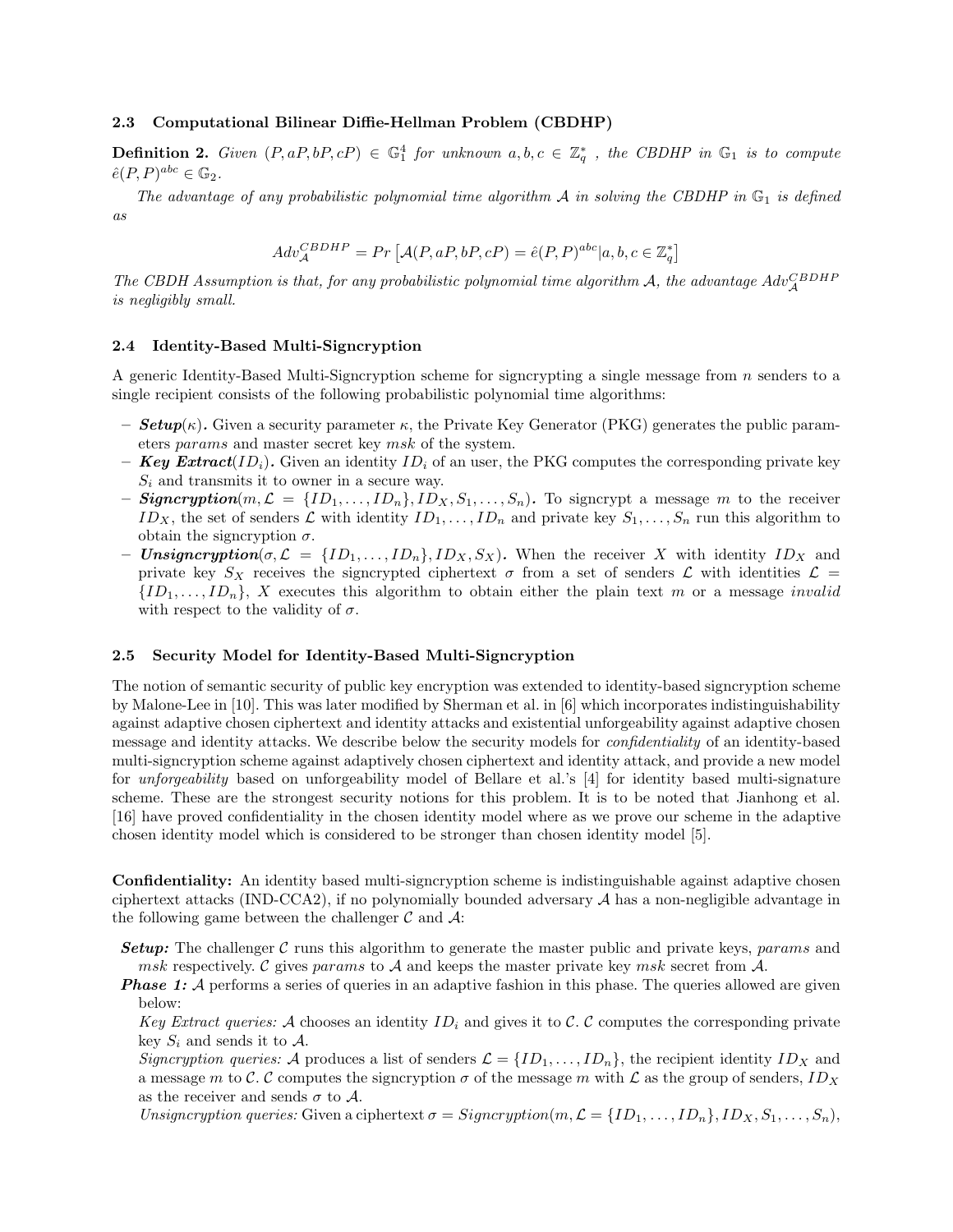### 2.3 Computational Bilinear Diffie-Hellman Problem (CBDHP)

**Definition 2.** *Given $(P, aP, bP, cP) \in \mathbb{G}_1^4$ for unknown $a, b, c \in \mathbb{Z}_q^*$ , the CBDHP in $\mathbb{G}_1$ is to compute $\hat{e}(P, P)^{abc} \in \mathbb{G}_2$.*

*The advantage of any probabilistic polynomial time algorithm $\mathcal{A}$ in solving the CBDHP in $\mathbb{G}_1$ is defined as*

$$Adv_{\mathcal{A}}^{CBDHP} = Pr\left[\mathcal{A}(P, aP, bP, cP) = \hat{e}(P, P)^{abc} | a, b, c \in \mathbb{Z}_q^*\right]$$

*The CBDH Assumption is that, for any probabilistic polynomial time algorithm $\mathcal{A}$, the advantage $Adv_{\mathcal{A}}^{CBDHP}$ is negligibly small.*

### 2.4 Identity-Based Multi-Signcryption

A generic Identity-Based Multi-Signcryption scheme for signcrypting a single message from $n$ senders to a single recipient consists of the following probabilistic polynomial time algorithms:

- ***Setup***$(\kappa)$**.** Given a security parameter $\kappa$, the Private Key Generator (PKG) generates the public parameters *params* and master secret key *msk* of the system.
- ***Key Extract***$(ID_i)$**.** Given an identity $ID_i$ of an user, the PKG computes the corresponding private key $S_i$ and transmits it to owner in a secure way.
- ***Signcryption***$(m, \mathcal{L} = \{ID_1, \ldots, ID_n\}, ID_X, S_1, \ldots, S_n)$**.** To signcrypt a message $m$ to the receiver $ID_X$, the set of senders $\mathcal{L}$ with identity $ID_1, \ldots, ID_n$ and private key $S_1, \ldots, S_n$ run this algorithm to obtain the signcryption $\sigma$.
- ***Unsigncryption***$(\sigma, \mathcal{L} = \{ID_1, \ldots, ID_n\}, ID_X, S_X)$**.** When the receiver $X$ with identity $ID_X$ and private key $S_X$ receives the signcrypted ciphertext $\sigma$ from a set of senders $\mathcal{L}$ with identities $\mathcal{L} = \{ID_1, \ldots, ID_n\}$, $X$ executes this algorithm to obtain either the plain text $m$ or a message *invalid* with respect to the validity of $\sigma$.

### 2.5 Security Model for Identity-Based Multi-Signcryption

The notion of semantic security of public key encryption was extended to identity-based signcryption scheme by Malone-Lee in [10]. This was later modified by Sherman et al. in [6] which incorporates indistinguishability against adaptive chosen ciphertext and identity attacks and existential unforgeability against adaptive chosen message and identity attacks. We describe below the security models for *confidentiality* of an identity-based multi-signcryption scheme against adaptively chosen ciphertext and identity attack, and provide a new model for *unforgeability* based on unforgeability model of Bellare et al.'s [4] for identity based multi-signature scheme. These are the strongest security notions for this problem. It is to be noted that Jianhong et al. [16] have proved confidentiality in the chosen identity model where as we prove our scheme in the adaptive chosen identity model which is considered to be stronger than chosen identity model [5].

**Confidentiality:** An identity based multi-signcryption scheme is indistinguishable against adaptive chosen ciphertext attacks (IND-CCA2), if no polynomially bounded adversary $\mathcal{A}$ has a non-negligible advantage in the following game between the challenger $\mathcal{C}$ and $\mathcal{A}$:

***Setup:*** The challenger $\mathcal{C}$ runs this algorithm to generate the master public and private keys, *params* and *msk* respectively. $\mathcal{C}$ gives *params* to $\mathcal{A}$ and keeps the master private key *msk* secret from $\mathcal{A}$.

***Phase 1:*** $\mathcal{A}$ performs a series of queries in an adaptive fashion in this phase. The queries allowed are given below:

*Key Extract queries:* $\mathcal{A}$ chooses an identity $ID_i$ and gives it to $\mathcal{C}$. $\mathcal{C}$ computes the corresponding private key $S_i$ and sends it to $\mathcal{A}$.

*Signcryption queries:* $\mathcal{A}$ produces a list of senders $\mathcal{L} = \{ID_1, \ldots, ID_n\}$, the recipient identity $ID_X$ and a message $m$ to $\mathcal{C}$. $\mathcal{C}$ computes the signcryption $\sigma$ of the message $m$ with $\mathcal{L}$ as the group of senders, $ID_X$ as the receiver and sends $\sigma$ to $\mathcal{A}$.

*Unsigncryption queries:* Given a ciphertext $\sigma = Signcryption(m, \mathcal{L} = \{ID_1, \ldots, ID_n\}, ID_X, S_1, \ldots, S_n)$,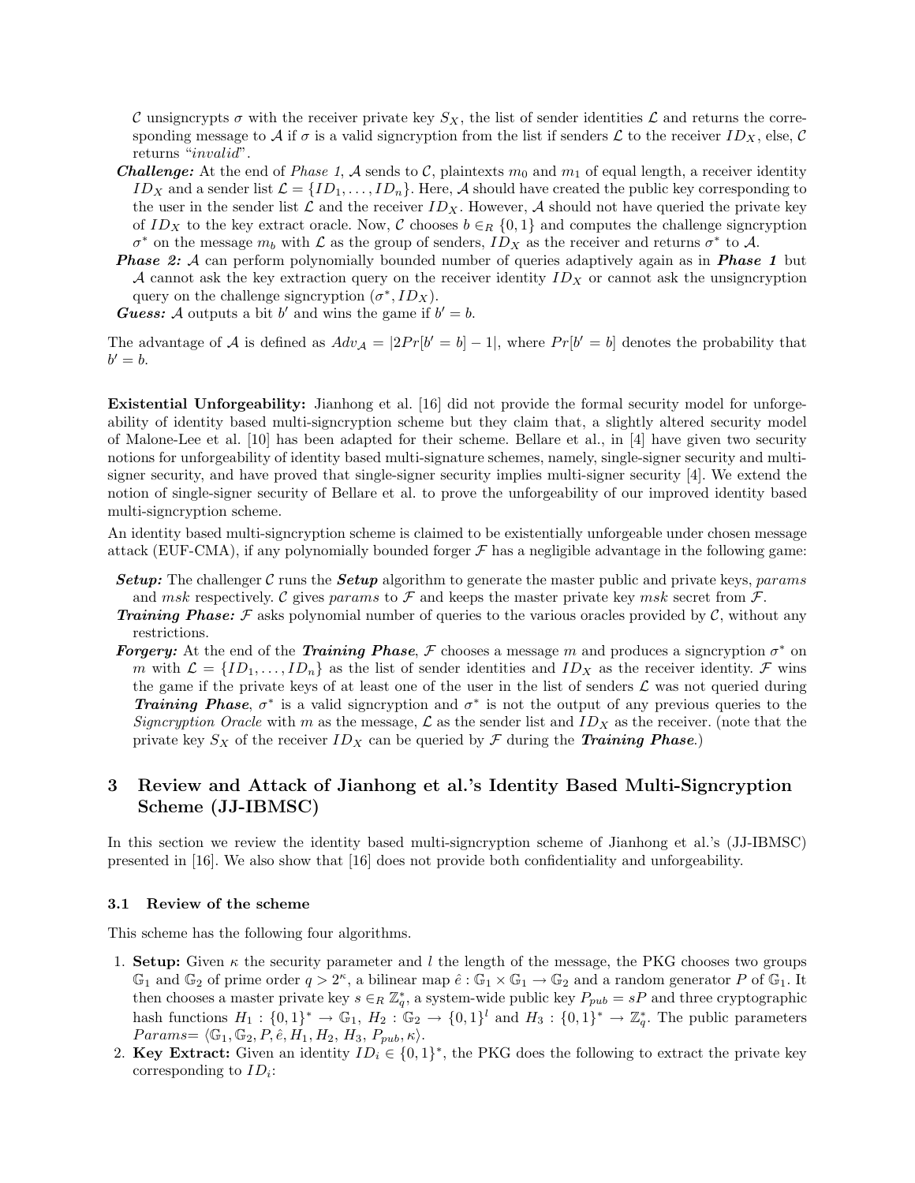$\mathcal{C}$ unsigncrypts $\sigma$ with the receiver private key $S_X$, the list of sender identities $\mathcal{L}$ and returns the corresponding message to $\mathcal{A}$ if $\sigma$ is a valid signcryption from the list if senders $\mathcal{L}$ to the receiver $ID_X$, else, $\mathcal{C}$ returns "*invalid*".

***Challenge:*** At the end of *Phase 1*, $\mathcal{A}$ sends to $\mathcal{C}$, plaintexts $m_0$ and $m_1$ of equal length, a receiver identity $ID_X$ and a sender list $\mathcal{L} = \{ID_1, \ldots, ID_n\}$. Here, $\mathcal{A}$ should have created the public key corresponding to the user in the sender list $\mathcal{L}$ and the receiver $ID_X$. However, $\mathcal{A}$ should not have queried the private key of $ID_X$ to the key extract oracle. Now, $\mathcal{C}$ chooses $b \in_R \{0, 1\}$ and computes the challenge signcryption $\sigma^*$ on the message $m_b$ with $\mathcal{L}$ as the group of senders, $ID_X$ as the receiver and returns $\sigma^*$ to $\mathcal{A}$.

***Phase 2:*** $\mathcal{A}$ can perform polynomially bounded number of queries adaptively again as in ***Phase 1*** but $\mathcal{A}$ cannot ask the key extraction query on the receiver identity $ID_X$ or cannot ask the unsigncryption query on the challenge signcryption $(\sigma^*, ID_X)$.

***Guess:*** $\mathcal{A}$ outputs a bit $b'$ and wins the game if $b' = b$.

The advantage of $\mathcal{A}$ is defined as $Adv_{\mathcal{A}} = |2Pr[b' = b] - 1|$, where $Pr[b' = b]$ denotes the probability that $b' = b$.

**Existential Unforgeability:** Jianhong et al. [16] did not provide the formal security model for unforgeability of identity based multi-signcryption scheme but they claim that, a slightly altered security model of Malone-Lee et al. [10] has been adapted for their scheme. Bellare et al., in [4] have given two security notions for unforgeability of identity based multi-signature schemes, namely, single-signer security and multi-signer security, and have proved that single-signer security implies multi-signer security [4]. We extend the notion of single-signer security of Bellare et al. to prove the unforgeability of our improved identity based multi-signcryption scheme.

An identity based multi-signcryption scheme is claimed to be existentially unforgeable under chosen message attack (EUF-CMA), if any polynomially bounded forger $\mathcal{F}$ has a negligible advantage in the following game:

- ***Setup:*** The challenger $\mathcal{C}$ runs the ***Setup*** algorithm to generate the master public and private keys, *params* and *msk* respectively. $\mathcal{C}$ gives *params* to $\mathcal{F}$ and keeps the master private key *msk* secret from $\mathcal{F}$.
- ***Training Phase:*** $\mathcal{F}$ asks polynomial number of queries to the various oracles provided by $\mathcal{C}$, without any restrictions.
- ***Forgery:*** At the end of the ***Training Phase***, $\mathcal{F}$ chooses a message $m$ and produces a signcryption $\sigma^*$ on $m$ with $\mathcal{L} = \{ID_1, \ldots, ID_n\}$ as the list of sender identities and $ID_X$ as the receiver identity. $\mathcal{F}$ wins the game if the private keys of at least one of the user in the list of senders $\mathcal{L}$ was not queried during ***Training Phase***, $\sigma^*$ is a valid signcryption and $\sigma^*$ is not the output of any previous queries to the *Signcryption Oracle* with $m$ as the message, $\mathcal{L}$ as the sender list and $ID_X$ as the receiver. (note that the private key $S_X$ of the receiver $ID_X$ can be queried by $\mathcal{F}$ during the ***Training Phase***.)

## 3 Review and Attack of Jianhong et al.'s Identity Based Multi-Signcryption Scheme (JJ-IBMSC)

In this section we review the identity based multi-signcryption scheme of Jianhong et al.'s (JJ-IBMSC) presented in [16]. We also show that [16] does not provide both confidentiality and unforgeability.

### 3.1 Review of the scheme

This scheme has the following four algorithms.

1. **Setup:** Given $\kappa$ the security parameter and $l$ the length of the message, the PKG chooses two groups $\mathbb{G}_1$ and $\mathbb{G}_2$ of prime order $q > 2^{\kappa}$, a bilinear map $\hat{e} : \mathbb{G}_1 \times \mathbb{G}_1 \rightarrow \mathbb{G}_2$ and a random generator $P$ of $\mathbb{G}_1$. It then chooses a master private key $s \in_R \mathbb{Z}_q^*$, a system-wide public key $P_{pub} = sP$ and three cryptographic hash functions $H_1 : \{0, 1\}^* \rightarrow \mathbb{G}_1$, $H_2 : \mathbb{G}_2 \rightarrow \{0, 1\}^l$ and $H_3 : \{0, 1\}^* \rightarrow \mathbb{Z}_q^*$. The public parameters $Params = \langle \mathbb{G}_1, \mathbb{G}_2, P, \hat{e}, H_1, H_2, H_3, P_{pub}, \kappa \rangle$.
2. **Key Extract:** Given an identity $ID_i \in \{0, 1\}^*$, the PKG does the following to extract the private key corresponding to $ID_i$: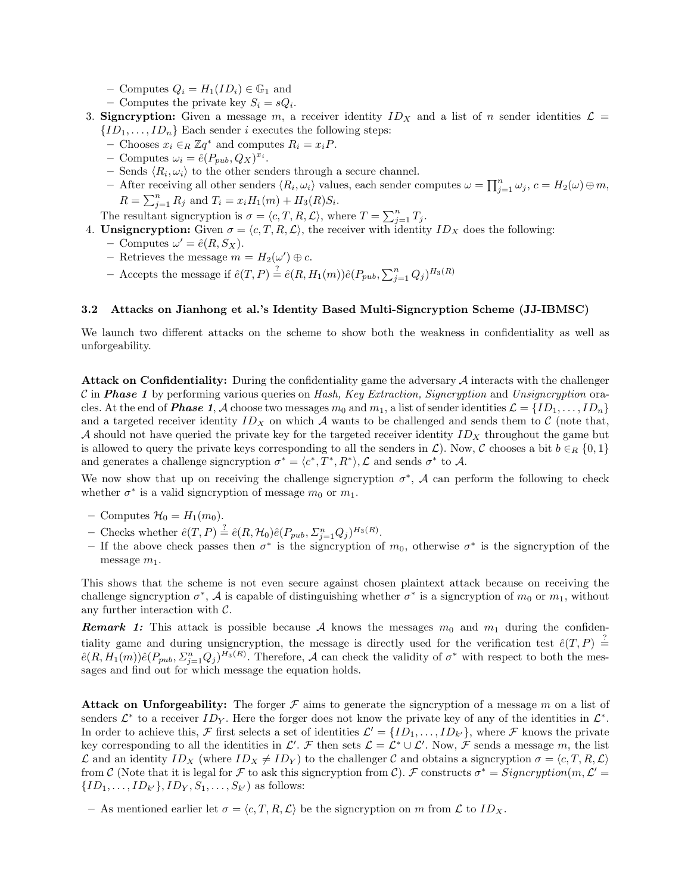- Computes $Q_i = H_1(ID_i) \in \mathbb{G}_1$ and
  - Computes the private key $S_i = sQ_i$.
3. **Signcryption:** Given a message $m$, a receiver identity $ID_X$ and a list of $n$ sender identities $\mathcal{L} = \{ID_1, \ldots, ID_n\}$ Each sender $i$ executes the following steps:
   - Chooses $x_i \in_R \mathbb{Z}q^*$ and computes $R_i = x_i P$.
   - Computes $\omega_i = \hat{e}(P_{pub}, Q_X)^{x_i}$.
   - Sends $\langle R_i, \omega_i \rangle$ to the other senders through a secure channel.
   - After receiving all other senders $\langle R_i, \omega_i \rangle$ values, each sender computes $\omega = \prod_{j=1}^{n} \omega_j$, $c = H_2(\omega) \oplus m$, $R = \sum_{j=1}^{n} R_j$ and $T_i = x_i H_1(m) + H_3(R) S_i$.

   The resultant signcryption is $\sigma = \langle c, T, R, \mathcal{L} \rangle$, where $T = \sum_{j=1}^{n} T_j$.
4. **Unsigncryption:** Given $\sigma = \langle c, T, R, \mathcal{L} \rangle$, the receiver with identity $ID_X$ does the following:
   - Computes $\omega' = \hat{e}(R, S_X)$.
   - Retrieves the message $m = H_2(\omega') \oplus c$.
   - Accepts the message if $\hat{e}(T, P) \stackrel{?}{=} \hat{e}(R, H_1(m))\hat{e}(P_{pub}, \sum_{j=1}^{n} Q_j)^{H_3(R)}$

### 3.2 Attacks on Jianhong et al.'s Identity Based Multi-Signcryption Scheme (JJ-IBMSC)

We launch two different attacks on the scheme to show both the weakness in confidentiality as well as unforgeability.

**Attack on Confidentiality:** During the confidentiality game the adversary $\mathcal{A}$ interacts with the challenger $\mathcal{C}$ in ***Phase 1*** by performing various queries on *Hash, Key Extraction, Signcryption* and *Unsigncryption* oracles. At the end of ***Phase 1***, $\mathcal{A}$ choose two messages $m_0$ and $m_1$, a list of sender identities $\mathcal{L} = \{ID_1, \ldots, ID_n\}$ and a targeted receiver identity $ID_X$ on which $\mathcal{A}$ wants to be challenged and sends them to $\mathcal{C}$ (note that, $\mathcal{A}$ should not have queried the private key for the targeted receiver identity $ID_X$ throughout the game but is allowed to query the private keys corresponding to all the senders in $\mathcal{L}$). Now, $\mathcal{C}$ chooses a bit $b \in_R \{0, 1\}$ and generates a challenge signcryption $\sigma^* = \langle c^*, T^*, R^* \rangle, \mathcal{L}$ and sends $\sigma^*$ to $\mathcal{A}$.

We now show that up on receiving the challenge signcryption $\sigma^*$, $\mathcal{A}$ can perform the following to check whether $\sigma^*$ is a valid signcryption of message $m_0$ or $m_1$.

- Computes $\mathcal{H}_0 = H_1(m_0)$.
- Checks whether $\hat{e}(T, P) \stackrel{?}{=} \hat{e}(R, \mathcal{H}_0)\hat{e}(P_{pub}, \Sigma_{j=1}^{n} Q_j)^{H_3(R)}$.
- If the above check passes then $\sigma^*$ is the signcryption of $m_0$, otherwise $\sigma^*$ is the signcryption of the message $m_1$.

This shows that the scheme is not even secure against chosen plaintext attack because on receiving the challenge signcryption $\sigma^*$, $\mathcal{A}$ is capable of distinguishing whether $\sigma^*$ is a signcryption of $m_0$ or $m_1$, without any further interaction with $\mathcal{C}$.

***Remark 1:*** This attack is possible because $\mathcal{A}$ knows the messages $m_0$ and $m_1$ during the confidentiality game and during unsigncryption, the message is directly used for the verification test $\hat{e}(T, P) \stackrel{?}{=} \hat{e}(R, H_1(m))\hat{e}(P_{pub}, \Sigma_{j=1}^{n} Q_j)^{H_3(R)}$. Therefore, $\mathcal{A}$ can check the validity of $\sigma^*$ with respect to both the messages and find out for which message the equation holds.

**Attack on Unforgeability:** The forger $\mathcal{F}$ aims to generate the signcryption of a message $m$ on a list of senders $\mathcal{L}^*$ to a receiver $ID_Y$. Here the forger does not know the private key of any of the identities in $\mathcal{L}^*$. In order to achieve this, $\mathcal{F}$ first selects a set of identities $\mathcal{L}' = \{ID_1, \ldots, ID_{k'}\}$, where $\mathcal{F}$ knows the private key corresponding to all the identities in $\mathcal{L}'$. $\mathcal{F}$ then sets $\mathcal{L} = \mathcal{L}^* \cup \mathcal{L}'$. Now, $\mathcal{F}$ sends a message $m$, the list $\mathcal{L}$ and an identity $ID_X$ (where $ID_X \neq ID_Y$) to the challenger $\mathcal{C}$ and obtains a signcryption $\sigma = \langle c, T, R, \mathcal{L} \rangle$ from $\mathcal{C}$ (Note that it is legal for $\mathcal{F}$ to ask this signcryption from $\mathcal{C}$). $\mathcal{F}$ constructs $\sigma^* = Signcryption(m, \mathcal{L}' = \{ID_1, \ldots, ID_{k'}\}, ID_Y, S_1, \ldots, S_{k'})$ as follows:

- As mentioned earlier let $\sigma = \langle c, T, R, \mathcal{L} \rangle$ be the signcryption on $m$ from $\mathcal{L}$ to $ID_X$.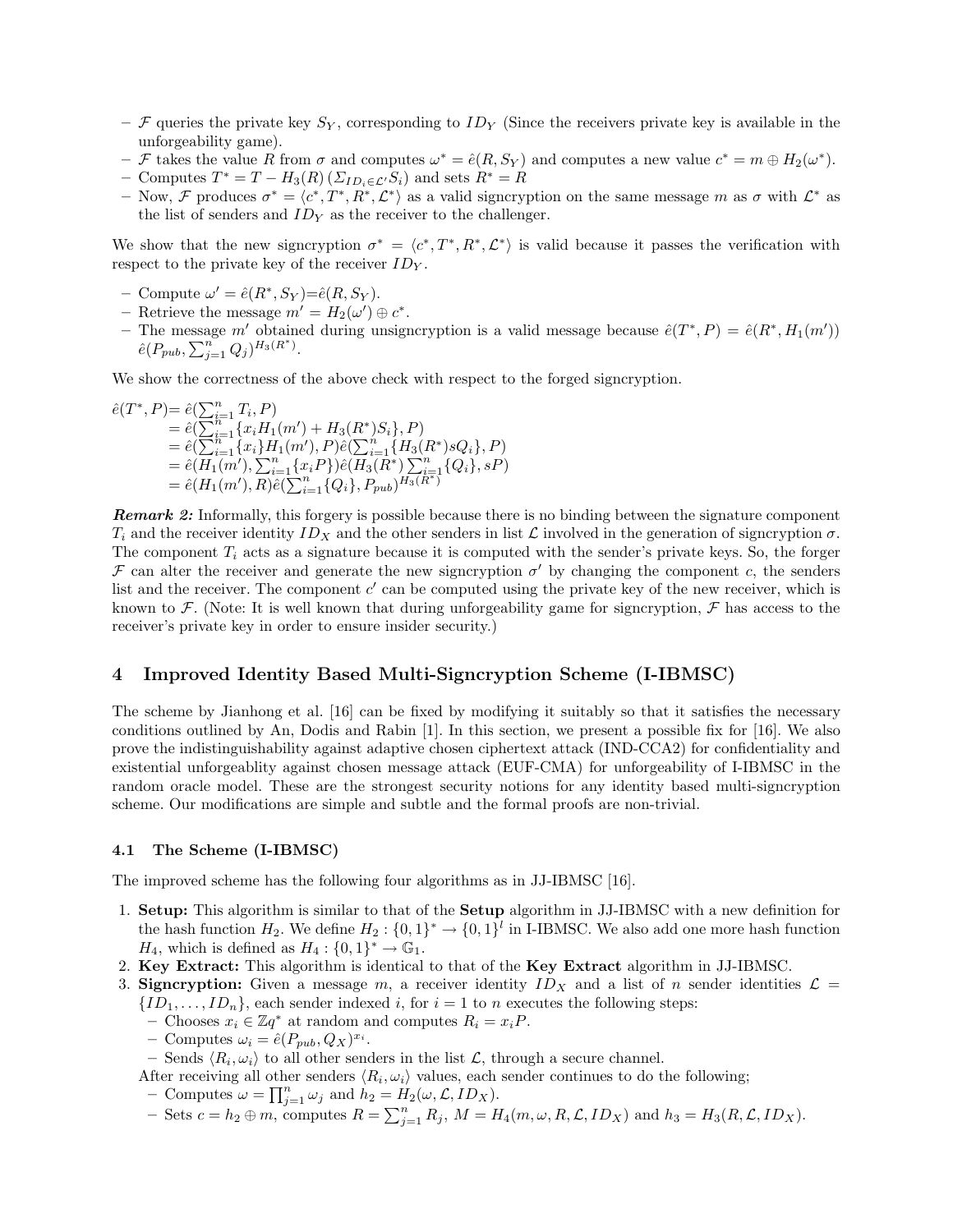- $\mathcal{F}$ queries the private key $S_Y$, corresponding to $ID_Y$ (Since the receivers private key is available in the unforgeability game).
- $\mathcal{F}$ takes the value $R$ from $\sigma$ and computes $\omega^* = \hat{e}(R, S_Y)$ and computes a new value $c^* = m \oplus H_2(\omega^*)$.
- Computes $T^* = T - H_3(R)\,(\Sigma_{ID_i \in \mathcal{L}'} S_i)$ and sets $R^* = R$
- Now, $\mathcal{F}$ produces $\sigma^* = \langle c^*, T^*, R^*, \mathcal{L}^* \rangle$ as a valid signcryption on the same message $m$ as $\sigma$ with $\mathcal{L}^*$ as the list of senders and $ID_Y$ as the receiver to the challenger.

We show that the new signcryption $\sigma^* = \langle c^*, T^*, R^*, \mathcal{L}^* \rangle$ is valid because it passes the verification with respect to the private key of the receiver $ID_Y$.

- Compute $\omega' = \hat{e}(R^*, S_Y)$=$\hat{e}(R, S_Y)$.
- Retrieve the message $m' = H_2(\omega') \oplus c^*$.
- The message $m'$ obtained during unsigncryption is a valid message because $\hat{e}(T^*, P) = \hat{e}(R^*, H_1(m'))$ $\hat{e}(P_{pub}, \sum_{j=1}^{n} Q_j)^{H_3(R^*)}$.

We show the correctness of the above check with respect to the forged signcryption.

$$
\begin{aligned}
\hat{e}(T^*, P) &= \hat{e}(\textstyle\sum_{i=1}^{n} T_i, P) \\
&= \hat{e}(\textstyle\sum_{i=1}^{n} \{x_i H_1(m') + H_3(R^*) S_i\}, P) \\
&= \hat{e}(\textstyle\sum_{i=1}^{n} \{x_i\} H_1(m'), P)\hat{e}(\textstyle\sum_{i=1}^{n} \{H_3(R^*) s Q_i\}, P) \\
&= \hat{e}(H_1(m'), \textstyle\sum_{i=1}^{n} \{x_i P\})\hat{e}(H_3(R^*) \textstyle\sum_{i=1}^{n} \{Q_i\}, sP) \\
&= \hat{e}(H_1(m'), R)\hat{e}(\textstyle\sum_{i=1}^{n} \{Q_i\}, P_{pub})^{H_3(R^*)}
\end{aligned}
$$

***Remark 2:*** Informally, this forgery is possible because there is no binding between the signature component $T_i$ and the receiver identity $ID_X$ and the other senders in list $\mathcal{L}$ involved in the generation of signcryption $\sigma$. The component $T_i$ acts as a signature because it is computed with the sender's private keys. So, the forger $\mathcal{F}$ can alter the receiver and generate the new signcryption $\sigma'$ by changing the component $c$, the senders list and the receiver. The component $c'$ can be computed using the private key of the new receiver, which is known to $\mathcal{F}$. (Note: It is well known that during unforgeability game for signcryption, $\mathcal{F}$ has access to the receiver's private key in order to ensure insider security.)

## 4 Improved Identity Based Multi-Signcryption Scheme (I-IBMSC)

The scheme by Jianhong et al. [16] can be fixed by modifying it suitably so that it satisfies the necessary conditions outlined by An, Dodis and Rabin [1]. In this section, we present a possible fix for [16]. We also prove the indistinguishability against adaptive chosen ciphertext attack (IND-CCA2) for confidentiality and existential unforgeablity against chosen message attack (EUF-CMA) for unforgeability of I-IBMSC in the random oracle model. These are the strongest security notions for any identity based multi-signcryption scheme. Our modifications are simple and subtle and the formal proofs are non-trivial.

### 4.1 The Scheme (I-IBMSC)

The improved scheme has the following four algorithms as in JJ-IBMSC [16].

1. **Setup:** This algorithm is similar to that of the **Setup** algorithm in JJ-IBMSC with a new definition for the hash function $H_2$. We define $H_2 : \{0,1\}^* \rightarrow \{0,1\}^l$ in I-IBMSC. We also add one more hash function $H_4$, which is defined as $H_4 : \{0,1\}^* \rightarrow \mathbb{G}_1$.
2. **Key Extract:** This algorithm is identical to that of the **Key Extract** algorithm in JJ-IBMSC.
3. **Signcryption:** Given a message $m$, a receiver identity $ID_X$ and a list of $n$ sender identities $\mathcal{L} = \{ID_1, \ldots, ID_n\}$, each sender indexed $i$, for $i = 1$ to $n$ executes the following steps:
   - Chooses $x_i \in \mathbb{Z}q^*$ at random and computes $R_i = x_i P$.
   - Computes $\omega_i = \hat{e}(P_{pub}, Q_X)^{x_i}$.
   - Sends $\langle R_i, \omega_i \rangle$ to all other senders in the list $\mathcal{L}$, through a secure channel.

   After receiving all other senders $\langle R_i, \omega_i \rangle$ values, each sender continues to do the following;
   - Computes $\omega = \prod_{j=1}^{n} \omega_j$ and $h_2 = H_2(\omega, \mathcal{L}, ID_X)$.
   - Sets $c = h_2 \oplus m$, computes $R = \sum_{j=1}^{n} R_j$, $M = H_4(m, \omega, R, \mathcal{L}, ID_X)$ and $h_3 = H_3(R, \mathcal{L}, ID_X)$.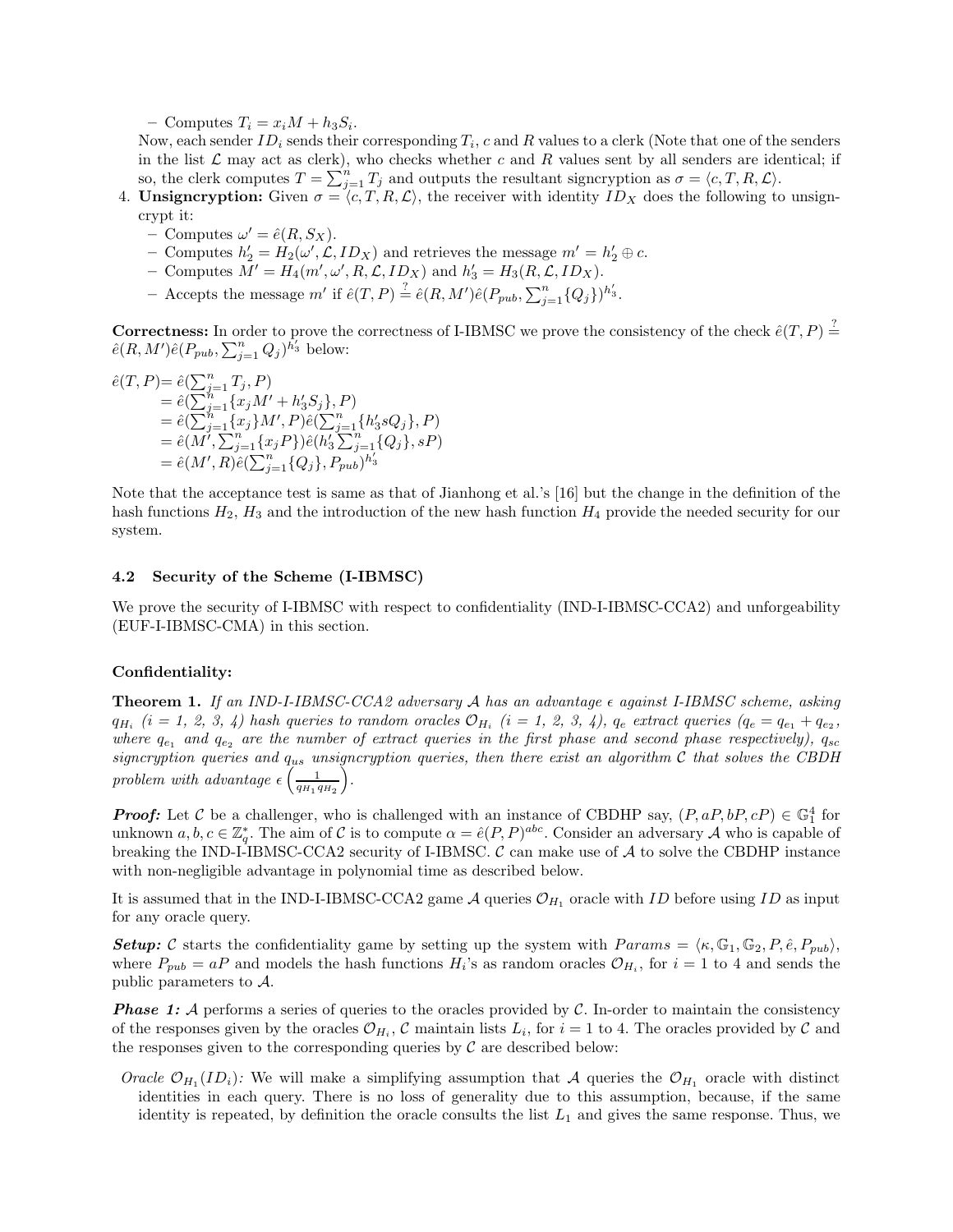- Computes $T_i = x_i M + h_3 S_i$.

Now, each sender $ID_i$ sends their corresponding $T_i$, $c$ and $R$ values to a clerk (Note that one of the senders in the list $\mathcal{L}$ may act as clerk), who checks whether $c$ and $R$ values sent by all senders are identical; if so, the clerk computes $T = \sum_{j=1}^{n} T_j$ and outputs the resultant signcryption as $\sigma = \langle c, T, R, \mathcal{L} \rangle$.

4. **Unsigncryption:** Given $\sigma = \langle c, T, R, \mathcal{L} \rangle$, the receiver with identity $ID_X$ does the following to unsigncrypt it:
   - Computes $\omega' = \hat{e}(R, S_X)$.
   - Computes $h_2' = H_2(\omega', \mathcal{L}, ID_X)$ and retrieves the message $m' = h_2' \oplus c$.
   - Computes $M' = H_4(m', \omega', R, \mathcal{L}, ID_X)$ and $h_3' = H_3(R, \mathcal{L}, ID_X)$.
   - Accepts the message $m'$ if $\hat{e}(T, P) \stackrel{?}{=} \hat{e}(R, M')\hat{e}(P_{pub}, \sum_{j=1}^{n}\{Q_j\})^{h_3'}$.

**Correctness:** In order to prove the correctness of I-IBMSC we prove the consistency of the check $\hat{e}(T, P) \stackrel{?}{=} \hat{e}(R, M')\hat{e}(P_{pub}, \sum_{j=1}^{n} Q_j)^{h_3'}$ below:

$$
\begin{aligned}
\hat{e}(T, P) &= \hat{e}(\textstyle\sum_{j=1}^{n} T_j, P) \\
&= \hat{e}(\textstyle\sum_{j=1}^{n}\{x_j M' + h_3' S_j\}, P) \\
&= \hat{e}(\textstyle\sum_{j=1}^{n}\{x_j\} M', P)\hat{e}(\textstyle\sum_{j=1}^{n}\{h_3' s Q_j\}, P) \\
&= \hat{e}(M', \textstyle\sum_{j=1}^{n}\{x_j P\})\hat{e}(h_3' \textstyle\sum_{j=1}^{n}\{Q_j\}, sP) \\
&= \hat{e}(M', R)\hat{e}(\textstyle\sum_{j=1}^{n}\{Q_j\}, P_{pub})^{h_3'}
\end{aligned}
$$

Note that the acceptance test is same as that of Jianhong et al.'s [16] but the change in the definition of the hash functions $H_2$, $H_3$ and the introduction of the new hash function $H_4$ provide the needed security for our system.

### 4.2 Security of the Scheme (I-IBMSC)

We prove the security of I-IBMSC with respect to confidentiality (IND-I-IBMSC-CCA2) and unforgeability (EUF-I-IBMSC-CMA) in this section.

#### Confidentiality:

**Theorem 1.** *If an IND-I-IBMSC-CCA2 adversary $\mathcal{A}$ has an advantage $\epsilon$ against I-IBMSC scheme, asking $q_{H_i}$ (i = 1, 2, 3, 4) hash queries to random oracles $\mathcal{O}_{H_i}$ (i = 1, 2, 3, 4), $q_e$ extract queries ($q_e = q_{e_1} + q_{e_2}$, where $q_{e_1}$ and $q_{e_2}$ are the number of extract queries in the first phase and second phase respectively), $q_{sc}$ signcryption queries and $q_{us}$ unsigncryption queries, then there exist an algorithm $\mathcal{C}$ that solves the CBDH problem with advantage $\epsilon\left(\frac{1}{q_{H_1} q_{H_2}}\right)$.*

***Proof:*** Let $\mathcal{C}$ be a challenger, who is challenged with an instance of CBDHP say, $(P, aP, bP, cP) \in \mathbb{G}_1^4$ for unknown $a, b, c \in \mathbb{Z}_q^*$. The aim of $\mathcal{C}$ is to compute $\alpha = \hat{e}(P, P)^{abc}$. Consider an adversary $\mathcal{A}$ who is capable of breaking the IND-I-IBMSC-CCA2 security of I-IBMSC. $\mathcal{C}$ can make use of $\mathcal{A}$ to solve the CBDHP instance with non-negligible advantage in polynomial time as described below.

It is assumed that in the IND-I-IBMSC-CCA2 game $\mathcal{A}$ queries $\mathcal{O}_{H_1}$ oracle with $ID$ before using $ID$ as input for any oracle query.

***Setup:*** $\mathcal{C}$ starts the confidentiality game by setting up the system with $Params = \langle \kappa, \mathbb{G}_1, \mathbb{G}_2, P, \hat{e}, P_{pub} \rangle$, where $P_{pub} = aP$ and models the hash functions $H_i$'s as random oracles $\mathcal{O}_{H_i}$, for $i = 1$ to 4 and sends the public parameters to $\mathcal{A}$.

***Phase 1:*** $\mathcal{A}$ performs a series of queries to the oracles provided by $\mathcal{C}$. In-order to maintain the consistency of the responses given by the oracles $\mathcal{O}_{H_i}$, $\mathcal{C}$ maintain lists $L_i$, for $i = 1$ to 4. The oracles provided by $\mathcal{C}$ and the responses given to the corresponding queries by $\mathcal{C}$ are described below:

*Oracle $\mathcal{O}_{H_1}(ID_i)$:* We will make a simplifying assumption that $\mathcal{A}$ queries the $\mathcal{O}_{H_1}$ oracle with distinct identities in each query. There is no loss of generality due to this assumption, because, if the same identity is repeated, by definition the oracle consults the list $L_1$ and gives the same response. Thus, we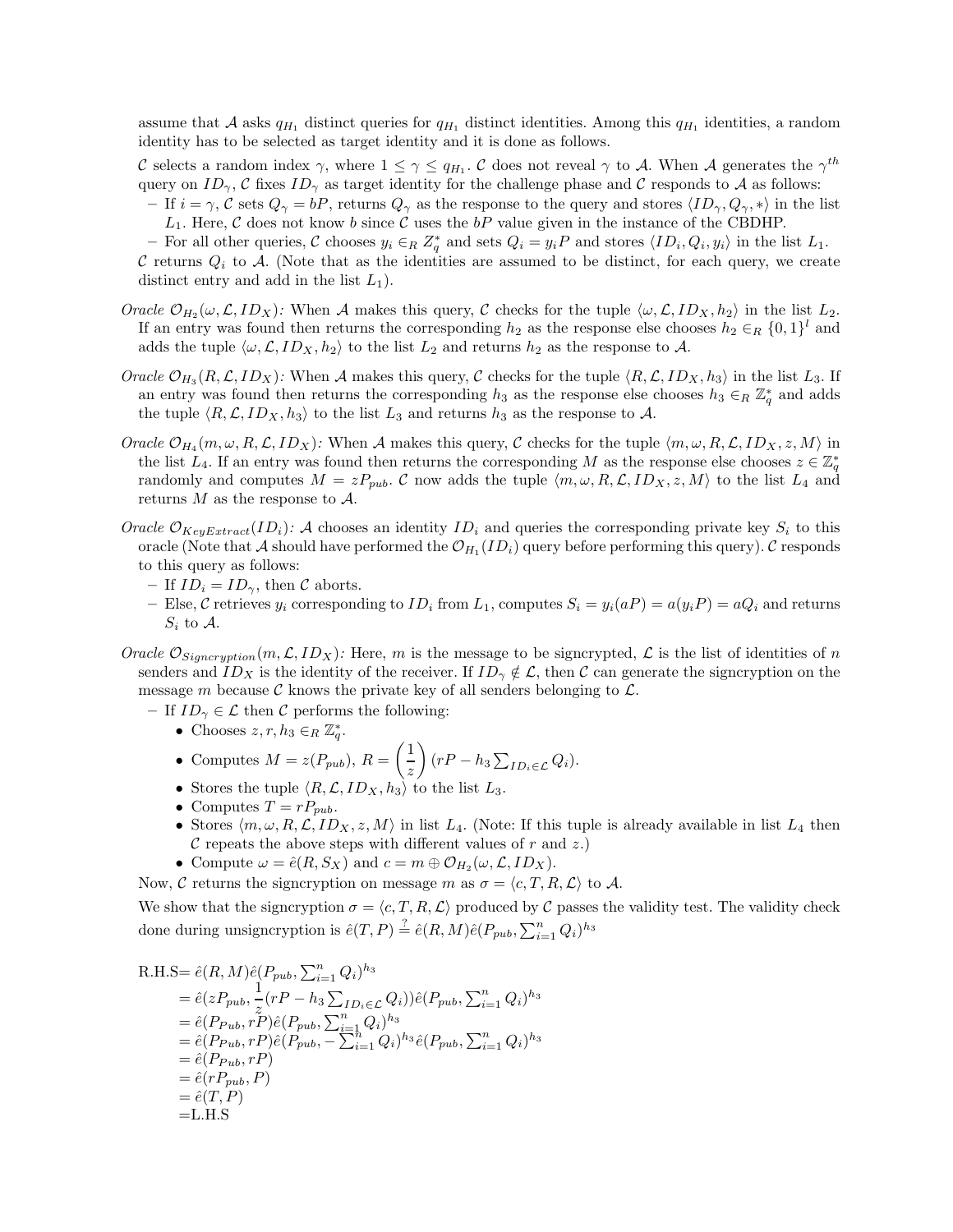assume that $\mathcal{A}$ asks $q_{H_1}$ distinct queries for $q_{H_1}$ distinct identities. Among this $q_{H_1}$ identities, a random identity has to be selected as target identity and it is done as follows.

$\mathcal{C}$ selects a random index $\gamma$, where $1 \leq \gamma \leq q_{H_1}$. $\mathcal{C}$ does not reveal $\gamma$ to $\mathcal{A}$. When $\mathcal{A}$ generates the $\gamma^{th}$ query on $ID_\gamma$, $\mathcal{C}$ fixes $ID_\gamma$ as target identity for the challenge phase and $\mathcal{C}$ responds to $\mathcal{A}$ as follows:

- If $i = \gamma$, $\mathcal{C}$ sets $Q_\gamma = bP$, returns $Q_\gamma$ as the response to the query and stores $\langle ID_\gamma, Q_\gamma, * \rangle$ in the list $L_1$. Here, $\mathcal{C}$ does not know $b$ since $\mathcal{C}$ uses the $bP$ value given in the instance of the CBDHP.
- For all other queries, $\mathcal{C}$ chooses $y_i \in_R Z_q^*$ and sets $Q_i = y_i P$ and stores $\langle ID_i, Q_i, y_i \rangle$ in the list $L_1$.

$\mathcal{C}$ returns $Q_i$ to $\mathcal{A}$. (Note that as the identities are assumed to be distinct, for each query, we create distinct entry and add in the list $L_1$).

*Oracle* $\mathcal{O}_{H_2}(\omega, \mathcal{L}, ID_X)$*:* When $\mathcal{A}$ makes this query, $\mathcal{C}$ checks for the tuple $\langle \omega, \mathcal{L}, ID_X, h_2 \rangle$ in the list $L_2$. If an entry was found then returns the corresponding $h_2$ as the response else chooses $h_2 \in_R \{0,1\}^l$ and adds the tuple $\langle \omega, \mathcal{L}, ID_X, h_2 \rangle$ to the list $L_2$ and returns $h_2$ as the response to $\mathcal{A}$.

*Oracle* $\mathcal{O}_{H_3}(R, \mathcal{L}, ID_X)$*:* When $\mathcal{A}$ makes this query, $\mathcal{C}$ checks for the tuple $\langle R, \mathcal{L}, ID_X, h_3 \rangle$ in the list $L_3$. If an entry was found then returns the corresponding $h_3$ as the response else chooses $h_3 \in_R \mathbb{Z}_q^*$ and adds the tuple $\langle R, \mathcal{L}, ID_X, h_3 \rangle$ to the list $L_3$ and returns $h_3$ as the response to $\mathcal{A}$.

*Oracle* $\mathcal{O}_{H_4}(m, \omega, R, \mathcal{L}, ID_X)$*:* When $\mathcal{A}$ makes this query, $\mathcal{C}$ checks for the tuple $\langle m, \omega, R, \mathcal{L}, ID_X, z, M \rangle$ in the list $L_4$. If an entry was found then returns the corresponding $M$ as the response else chooses $z \in \mathbb{Z}_q^*$ randomly and computes $M = zP_{pub}$. $\mathcal{C}$ now adds the tuple $\langle m, \omega, R, \mathcal{L}, ID_X, z, M \rangle$ to the list $L_4$ and returns $M$ as the response to $\mathcal{A}$.

*Oracle* $\mathcal{O}_{KeyExtract}(ID_i)$*:* $\mathcal{A}$ chooses an identity $ID_i$ and queries the corresponding private key $S_i$ to this oracle (Note that $\mathcal{A}$ should have performed the $\mathcal{O}_{H_1}(ID_i)$ query before performing this query). $\mathcal{C}$ responds to this query as follows:

- If $ID_i = ID_\gamma$, then $\mathcal{C}$ aborts.
- Else, $\mathcal{C}$ retrieves $y_i$ corresponding to $ID_i$ from $L_1$, computes $S_i = y_i(aP) = a(y_i P) = aQ_i$ and returns $S_i$ to $\mathcal{A}$.

*Oracle* $\mathcal{O}_{Signcryption}(m, \mathcal{L}, ID_X)$*:* Here, $m$ is the message to be signcrypted, $\mathcal{L}$ is the list of identities of $n$ senders and $ID_X$ is the identity of the receiver. If $ID_\gamma \notin \mathcal{L}$, then $\mathcal{C}$ can generate the signcryption on the message $m$ because $\mathcal{C}$ knows the private key of all senders belonging to $\mathcal{L}$.

- If $ID_\gamma \in \mathcal{L}$ then $\mathcal{C}$ performs the following:
  - Chooses $z, r, h_3 \in_R \mathbb{Z}_q^*$.
  - Computes $M = z(P_{pub})$, $R = \left(\frac{1}{z}\right)(rP - h_3 \sum_{ID_i \in \mathcal{L}} Q_i)$.
  - Stores the tuple $\langle R, \mathcal{L}, ID_X, h_3 \rangle$ to the list $L_3$.
  - Computes $T = rP_{pub}$.
  - Stores $\langle m, \omega, R, \mathcal{L}, ID_X, z, M \rangle$ in list $L_4$. (Note: If this tuple is already available in list $L_4$ then $\mathcal{C}$ repeats the above steps with different values of $r$ and $z$.)
  - Compute $\omega = \hat{e}(R, S_X)$ and $c = m \oplus \mathcal{O}_{H_2}(\omega, \mathcal{L}, ID_X)$.

Now, $\mathcal{C}$ returns the signcryption on message $m$ as $\sigma = \langle c, T, R, \mathcal{L} \rangle$ to $\mathcal{A}$.

We show that the signcryption $\sigma = \langle c, T, R, \mathcal{L} \rangle$ produced by $\mathcal{C}$ passes the validity test. The validity check done during unsigncryption is $\hat{e}(T, P) \stackrel{?}{=} \hat{e}(R, M)\hat{e}(P_{pub}, \sum_{i=1}^{n} Q_i)^{h_3}$

$$
\begin{aligned}
\text{R.H.S} &= \hat{e}(R, M)\hat{e}(P_{pub}, \textstyle\sum_{i=1}^{n} Q_i)^{h_3} \\
&= \hat{e}(zP_{pub}, \frac{1}{z}(rP - h_3 \textstyle\sum_{ID_i \in \mathcal{L}} Q_i))\hat{e}(P_{pub}, \textstyle\sum_{i=1}^{n} Q_i)^{h_3} \\
&= \hat{e}(P_{Pub}, rP)\hat{e}(P_{pub}, \textstyle\sum_{i=1}^{n} Q_i)^{h_3} \\
&= \hat{e}(P_{Pub}, rP)\hat{e}(P_{pub}, -\textstyle\sum_{i=1}^{n} Q_i)^{h_3}\hat{e}(P_{pub}, \textstyle\sum_{i=1}^{n} Q_i)^{h_3} \\
&= \hat{e}(P_{Pub}, rP) \\
&= \hat{e}(rP_{pub}, P) \\
&= \hat{e}(T, P) \\
&= \text{L.H.S}
\end{aligned}
$$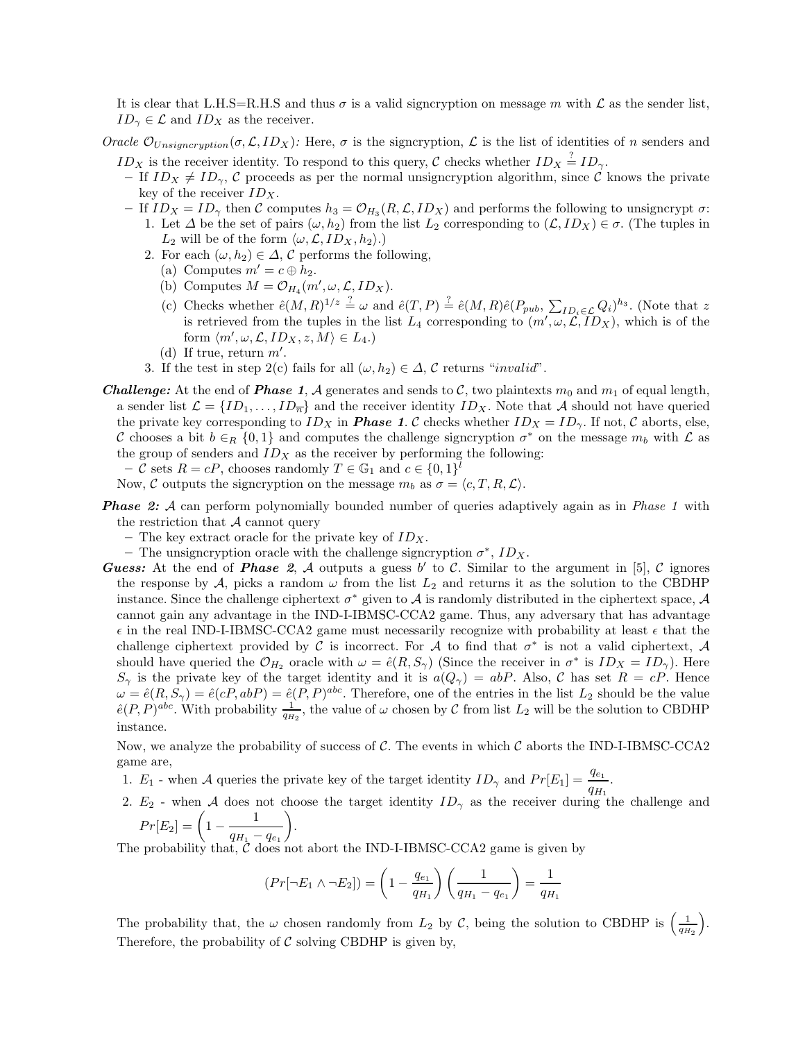It is clear that L.H.S=R.H.S and thus $\sigma$ is a valid signcryption on message $m$ with $\mathcal{L}$ as the sender list, $ID_\gamma \in \mathcal{L}$ and $ID_X$ as the receiver.

*Oracle* $\mathcal{O}_{Unsigncryption}(\sigma, \mathcal{L}, ID_X)$*:* Here, $\sigma$ is the signcryption, $\mathcal{L}$ is the list of identities of $n$ senders and $ID_X$ is the receiver identity. To respond to this query, $\mathcal{C}$ checks whether $ID_X \stackrel{?}{=} ID_\gamma$.

- If $ID_X \neq ID_\gamma$, $\mathcal{C}$ proceeds as per the normal unsigncryption algorithm, since $\mathcal{C}$ knows the private key of the receiver $ID_X$.
- If $ID_X = ID_\gamma$ then $\mathcal{C}$ computes $h_3 = \mathcal{O}_{H_3}(R, \mathcal{L}, ID_X)$ and performs the following to unsigncrypt $\sigma$:
  1. Let $\Delta$ be the set of pairs $(\omega, h_2)$ from the list $L_2$ corresponding to $(\mathcal{L}, ID_X) \in \sigma$. (The tuples in $L_2$ will be of the form $\langle \omega, \mathcal{L}, ID_X, h_2 \rangle$.)
  2. For each $(\omega, h_2) \in \Delta$, $\mathcal{C}$ performs the following,
     (a) Computes $m' = c \oplus h_2$.
     (b) Computes $M = \mathcal{O}_{H_4}(m', \omega, \mathcal{L}, ID_X)$.
     (c) Checks whether $\hat{e}(M, R)^{1/z} \stackrel{?}{=} \omega$ and $\hat{e}(T, P) \stackrel{?}{=} \hat{e}(M, R)\hat{e}(P_{pub}, \sum_{ID_i \in \mathcal{L}} Q_i)^{h_3}$. (Note that $z$ is retrieved from the tuples in the list $L_4$ corresponding to $(m', \omega, \mathcal{L}, ID_X)$, which is of the form $\langle m', \omega, \mathcal{L}, ID_X, z, M \rangle \in L_4$.)
     (d) If true, return $m'$.
  3. If the test in step 2(c) fails for all $(\omega, h_2) \in \Delta$, $\mathcal{C}$ returns "*invalid*".

***Challenge:*** At the end of ***Phase 1***, $\mathcal{A}$ generates and sends to $\mathcal{C}$, two plaintexts $m_0$ and $m_1$ of equal length, a sender list $\mathcal{L} = \{ID_1, \dots, ID_{\overline{n}}\}$ and the receiver identity $ID_X$. Note that $\mathcal{A}$ should not have queried the private key corresponding to $ID_X$ in ***Phase 1***. $\mathcal{C}$ checks whether $ID_X = ID_\gamma$. If not, $\mathcal{C}$ aborts, else, $\mathcal{C}$ chooses a bit $b \in_R \{0, 1\}$ and computes the challenge signcryption $\sigma^*$ on the message $m_b$ with $\mathcal{L}$ as the group of senders and $ID_X$ as the receiver by performing the following:

- $\mathcal{C}$ sets $R = cP$, chooses randomly $T \in \mathbb{G}_1$ and $c \in \{0, 1\}^l$

Now, $\mathcal{C}$ outputs the signcryption on the message $m_b$ as $\sigma = \langle c, T, R, \mathcal{L} \rangle$.

***Phase 2:*** $\mathcal{A}$ can perform polynomially bounded number of queries adaptively again as in *Phase 1* with the restriction that $\mathcal{A}$ cannot query

- The key extract oracle for the private key of $ID_X$.
- The unsigncryption oracle with the challenge signcryption $\sigma^*$, $ID_X$.

***Guess:*** At the end of ***Phase 2***, $\mathcal{A}$ outputs a guess $b'$ to $\mathcal{C}$. Similar to the argument in [5], $\mathcal{C}$ ignores the response by $\mathcal{A}$, picks a random $\omega$ from the list $L_2$ and returns it as the solution to the CBDHP instance. Since the challenge ciphertext $\sigma^*$ given to $\mathcal{A}$ is randomly distributed in the ciphertext space, $\mathcal{A}$ cannot gain any advantage in the IND-I-IBMSC-CCA2 game. Thus, any adversary that has advantage $\epsilon$ in the real IND-I-IBMSC-CCA2 game must necessarily recognize with probability at least $\epsilon$ that the challenge ciphertext provided by $\mathcal{C}$ is incorrect. For $\mathcal{A}$ to find that $\sigma^*$ is not a valid ciphertext, $\mathcal{A}$ should have queried the $\mathcal{O}_{H_2}$ oracle with $\omega = \hat{e}(R, S_\gamma)$ (Since the receiver in $\sigma^*$ is $ID_X = ID_\gamma$). Here $S_\gamma$ is the private key of the target identity and it is $a(Q_\gamma) = abP$. Also, $\mathcal{C}$ has set $R = cP$. Hence $\omega = \hat{e}(R, S_\gamma) = \hat{e}(cP, abP) = \hat{e}(P, P)^{abc}$. Therefore, one of the entries in the list $L_2$ should be the value $\hat{e}(P, P)^{abc}$. With probability $\frac{1}{q_{H_2}}$, the value of $\omega$ chosen by $\mathcal{C}$ from list $L_2$ will be the solution to CBDHP instance.

Now, we analyze the probability of success of $\mathcal{C}$. The events in which $\mathcal{C}$ aborts the IND-I-IBMSC-CCA2 game are,

1. $E_1$ - when $\mathcal{A}$ queries the private key of the target identity $ID_\gamma$ and $Pr[E_1] = \dfrac{q_{e_1}}{q_{H_1}}$.
2. $E_2$ - when $\mathcal{A}$ does not choose the target identity $ID_\gamma$ as the receiver during the challenge and $Pr[E_2] = \left(1 - \dfrac{1}{q_{H_1} - q_{e_1}}\right)$.

The probability that, $\mathcal{C}$ does not abort the IND-I-IBMSC-CCA2 game is given by

$$(Pr[\neg E_1 \wedge \neg E_2]) = \left(1 - \frac{q_{e_1}}{q_{H_1}}\right)\left(\frac{1}{q_{H_1} - q_{e_1}}\right) = \frac{1}{q_{H_1}}$$

The probability that, the $\omega$ chosen randomly from $L_2$ by $\mathcal{C}$, being the solution to CBDHP is $\left(\frac{1}{q_{H_2}}\right)$. Therefore, the probability of $\mathcal{C}$ solving CBDHP is given by,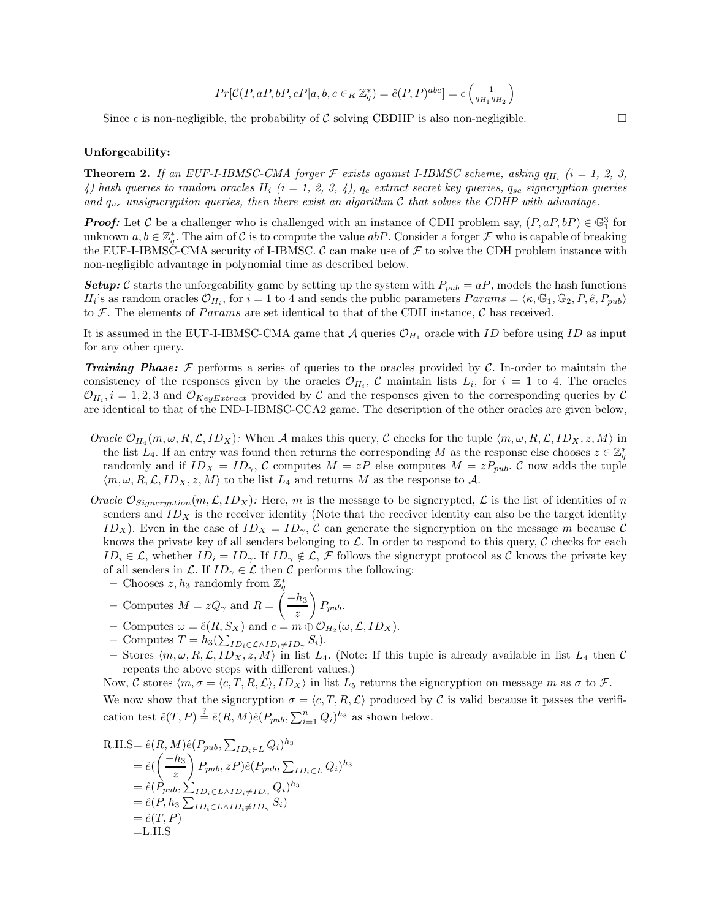$$Pr[\mathcal{C}(P, aP, bP, cP | a, b, c \in_R \mathbb{Z}_q^*) = \hat{e}(P,P)^{abc}] = \epsilon \left(\frac{1}{q_{H_1} q_{H_2}}\right)$$

Since $\epsilon$ is non-negligible, the probability of $\mathcal{C}$ solving CBDHP is also non-negligible. □

**Unforgeability:**

**Theorem 2.** *If an EUF-I-IBMSC-CMA forger $\mathcal{F}$ exists against I-IBMSC scheme, asking $q_{H_i}$ (i = 1, 2, 3, 4) hash queries to random oracles $H_i$ (i = 1, 2, 3, 4), $q_e$ extract secret key queries, $q_{sc}$ signcryption queries and $q_{us}$ unsigncryption queries, then there exist an algorithm $\mathcal{C}$ that solves the CDHP with advantage.*

***Proof:*** Let $\mathcal{C}$ be a challenger who is challenged with an instance of CDH problem say, $(P, aP, bP) \in \mathbb{G}_1^3$ for unknown $a, b \in \mathbb{Z}_q^*$. The aim of $\mathcal{C}$ is to compute the value $abP$. Consider a forger $\mathcal{F}$ who is capable of breaking the EUF-I-IBMSC-CMA security of I-IBMSC. $\mathcal{C}$ can make use of $\mathcal{F}$ to solve the CDH problem instance with non-negligible advantage in polynomial time as described below.

***Setup:*** $\mathcal{C}$ starts the unforgeability game by setting up the system with $P_{pub} = aP$, models the hash functions $H_i$'s as random oracles $\mathcal{O}_{H_i}$, for $i = 1$ to 4 and sends the public parameters $Params = \langle \kappa, \mathbb{G}_1, \mathbb{G}_2, P, \hat{e}, P_{pub} \rangle$ to $\mathcal{F}$. The elements of $Params$ are set identical to that of the CDH instance, $\mathcal{C}$ has received.

It is assumed in the EUF-I-IBMSC-CMA game that $\mathcal{A}$ queries $\mathcal{O}_{H_1}$ oracle with $ID$ before using $ID$ as input for any other query.

***Training Phase:*** $\mathcal{F}$ performs a series of queries to the oracles provided by $\mathcal{C}$. In-order to maintain the consistency of the responses given by the oracles $\mathcal{O}_{H_i}$, $\mathcal{C}$ maintain lists $L_i$, for $i = 1$ to 4. The oracles $\mathcal{O}_{H_i}, i = 1, 2, 3$ and $\mathcal{O}_{KeyExtract}$ provided by $\mathcal{C}$ and the responses given to the corresponding queries by $\mathcal{C}$ are identical to that of the IND-I-IBMSC-CCA2 game. The description of the other oracles are given below,

*Oracle* $\mathcal{O}_{H_4}(m, \omega, R, \mathcal{L}, ID_X)$*:* When $\mathcal{A}$ makes this query, $\mathcal{C}$ checks for the tuple $\langle m, \omega, R, \mathcal{L}, ID_X, z, M \rangle$ in the list $L_4$. If an entry was found then returns the corresponding $M$ as the response else chooses $z \in \mathbb{Z}_q^*$ randomly and if $ID_X = ID_\gamma$, $\mathcal{C}$ computes $M = zP$ else computes $M = zP_{pub}$. $\mathcal{C}$ now adds the tuple $\langle m, \omega, R, \mathcal{L}, ID_X, z, M \rangle$ to the list $L_4$ and returns $M$ as the response to $\mathcal{A}$.

*Oracle* $\mathcal{O}_{Signcryption}(m, \mathcal{L}, ID_X)$*:* Here, $m$ is the message to be signcrypted, $\mathcal{L}$ is the list of identities of $n$ senders and $ID_X$ is the receiver identity (Note that the receiver identity can also be the target identity $ID_X$). Even in the case of $ID_X = ID_\gamma$, $\mathcal{C}$ can generate the signcryption on the message $m$ because $\mathcal{C}$ knows the private key of all senders belonging to $\mathcal{L}$. In order to respond to this query, $\mathcal{C}$ checks for each $ID_i \in \mathcal{L}$, whether $ID_i = ID_\gamma$. If $ID_\gamma \notin \mathcal{L}$, $\mathcal{F}$ follows the signcrypt protocol as $\mathcal{C}$ knows the private key of all senders in $\mathcal{L}$. If $ID_\gamma \in \mathcal{L}$ then $\mathcal{C}$ performs the following:

- Chooses $z, h_3$ randomly from $\mathbb{Z}_q^*$
- Computes $M = zQ_\gamma$ and $R = \left(\dfrac{-h_3}{z}\right) P_{pub}$.
- Computes $\omega = \hat{e}(R, S_X)$ and $c = m \oplus \mathcal{O}_{H_2}(\omega, \mathcal{L}, ID_X)$.
- Computes $T = h_3(\sum_{ID_i \in \mathcal{L} \wedge ID_i \neq ID_\gamma} S_i)$.
- Stores $\langle m, \omega, R, \mathcal{L}, ID_X, z, M \rangle$ in list $L_4$. (Note: If this tuple is already available in list $L_4$ then $\mathcal{C}$ repeats the above steps with different values.)

Now, $\mathcal{C}$ stores $\langle m, \sigma = \langle c, T, R, \mathcal{L} \rangle, ID_X \rangle$ in list $L_5$ returns the signcryption on message $m$ as $\sigma$ to $\mathcal{F}$.

We now show that the signcryption $\sigma = \langle c, T, R, \mathcal{L} \rangle$ produced by $\mathcal{C}$ is valid because it passes the verification test $\hat{e}(T, P) \stackrel{?}{=} \hat{e}(R, M)\hat{e}(P_{pub}, \sum_{i=1}^{n} Q_i)^{h_3}$ as shown below.

$$
\begin{aligned}
\text{R.H.S} &= \hat{e}(R, M)\hat{e}(P_{pub}, \textstyle\sum_{ID_i \in L} Q_i)^{h_3} \\
&= \hat{e}(\left(\dfrac{-h_3}{z}\right) P_{pub}, zP)\hat{e}(P_{pub}, \textstyle\sum_{ID_i \in L} Q_i)^{h_3} \\
&= \hat{e}(P_{pub}, \textstyle\sum_{ID_i \in L \wedge ID_i \neq ID_\gamma} Q_i)^{h_3} \\
&= \hat{e}(P, h_3 \textstyle\sum_{ID_i \in L \wedge ID_i \neq ID_\gamma} S_i) \\
&= \hat{e}(T, P) \\
&= \text{L.H.S}
\end{aligned}
$$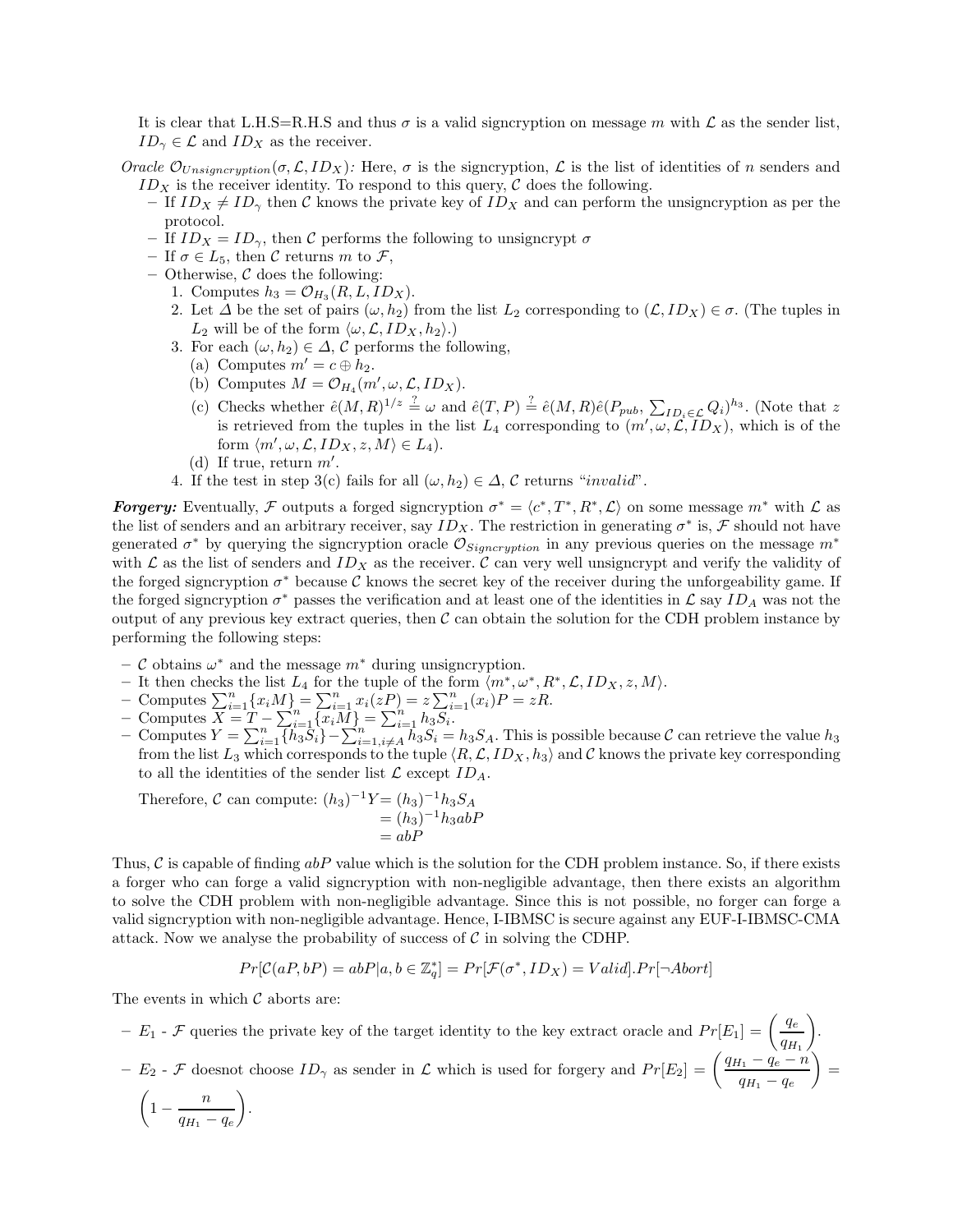It is clear that L.H.S=R.H.S and thus $\sigma$ is a valid signcryption on message $m$ with $\mathcal{L}$ as the sender list, $ID_\gamma \in \mathcal{L}$ and $ID_X$ as the receiver.

*Oracle* $\mathcal{O}_{Unsigncryption}(\sigma, \mathcal{L}, ID_X)$*:* Here, $\sigma$ is the signcryption, $\mathcal{L}$ is the list of identities of $n$ senders and $ID_X$ is the receiver identity. To respond to this query, $\mathcal{C}$ does the following.

- If $ID_X \neq ID_\gamma$ then $\mathcal{C}$ knows the private key of $ID_X$ and can perform the unsigncryption as per the protocol.
- If $ID_X = ID_\gamma$, then $\mathcal{C}$ performs the following to unsigncrypt $\sigma$
- If $\sigma \in L_5$, then $\mathcal{C}$ returns $m$ to $\mathcal{F}$,
- Otherwise, $\mathcal{C}$ does the following:
  1. Computes $h_3 = \mathcal{O}_{H_3}(R, L, ID_X)$.
  2. Let $\Delta$ be the set of pairs $(\omega, h_2)$ from the list $L_2$ corresponding to $(\mathcal{L}, ID_X) \in \sigma$. (The tuples in $L_2$ will be of the form $\langle \omega, \mathcal{L}, ID_X, h_2 \rangle$.)
  3. For each $(\omega, h_2) \in \Delta$, $\mathcal{C}$ performs the following,
     (a) Computes $m' = c \oplus h_2$.
     (b) Computes $M = \mathcal{O}_{H_4}(m', \omega, \mathcal{L}, ID_X)$.
     (c) Checks whether $\hat{e}(M, R)^{1/z} \stackrel{?}{=} \omega$ and $\hat{e}(T, P) \stackrel{?}{=} \hat{e}(M, R)\hat{e}(P_{pub}, \sum_{ID_i \in \mathcal{L}} Q_i)^{h_3}$. (Note that $z$ is retrieved from the tuples in the list $L_4$ corresponding to $(m', \omega, \mathcal{L}, ID_X)$, which is of the form $\langle m', \omega, \mathcal{L}, ID_X, z, M \rangle \in L_4$).
     (d) If true, return $m'$.
  4. If the test in step 3(c) fails for all $(\omega, h_2) \in \Delta$, $\mathcal{C}$ returns "*invalid*".

***Forgery:*** Eventually, $\mathcal{F}$ outputs a forged signcryption $\sigma^* = \langle c^*, T^*, R^*, \mathcal{L} \rangle$ on some message $m^*$ with $\mathcal{L}$ as the list of senders and an arbitrary receiver, say $ID_X$. The restriction in generating $\sigma^*$ is, $\mathcal{F}$ should not have generated $\sigma^*$ by querying the signcryption oracle $\mathcal{O}_{Signcryption}$ in any previous queries on the message $m^*$ with $\mathcal{L}$ as the list of senders and $ID_X$ as the receiver. $\mathcal{C}$ can very well unsigncrypt and verify the validity of the forged signcryption $\sigma^*$ because $\mathcal{C}$ knows the secret key of the receiver during the unforgeability game. If the forged signcryption $\sigma^*$ passes the verification and at least one of the identities in $\mathcal{L}$ say $ID_A$ was not the output of any previous key extract queries, then $\mathcal{C}$ can obtain the solution for the CDH problem instance by performing the following steps:

- $\mathcal{C}$ obtains $\omega^*$ and the message $m^*$ during unsigncryption.
- It then checks the list $L_4$ for the tuple of the form $\langle m^*, \omega^*, R^*, \mathcal{L}, ID_X, z, M \rangle$.
- Computes $\sum_{i=1}^{n}\{x_i M\} = \sum_{i=1}^{n} x_i(zP) = z\sum_{i=1}^{n}(x_i)P = zR$.
- Computes $X = T - \sum_{i=1}^{n}\{x_i M\} = \sum_{i=1}^{n} h_3 S_i$.
- Computes $Y = \sum_{i=1}^{n}\{h_3 S_i\} - \sum_{i=1, i\neq A}^{n} h_3 S_i = h_3 S_A$. This is possible because $\mathcal{C}$ can retrieve the value $h_3$ from the list $L_3$ which corresponds to the tuple $\langle R, \mathcal{L}, ID_X, h_3 \rangle$ and $\mathcal{C}$ knows the private key corresponding to all the identities of the sender list $\mathcal{L}$ except $ID_A$.

  Therefore, $\mathcal{C}$ can compute:
  $$\begin{aligned}(h_3)^{-1}Y &= (h_3)^{-1}h_3 S_A \\ &= (h_3)^{-1}h_3 abP \\ &= abP\end{aligned}$$

Thus, $\mathcal{C}$ is capable of finding $abP$ value which is the solution for the CDH problem instance. So, if there exists a forger who can forge a valid signcryption with non-negligible advantage, then there exists an algorithm to solve the CDH problem with non-negligible advantage. Since this is not possible, no forger can forge a valid signcryption with non-negligible advantage. Hence, I-IBMSC is secure against any EUF-I-IBMSC-CMA attack. Now we analyse the probability of success of $\mathcal{C}$ in solving the CDHP.

$$Pr[\mathcal{C}(aP, bP) = abP | a, b \in \mathbb{Z}_q^*] = Pr[\mathcal{F}(\sigma^*, ID_X) = Valid].Pr[\neg Abort]$$

The events in which $\mathcal{C}$ aborts are:

- $E_1$ - $\mathcal{F}$ queries the private key of the target identity to the key extract oracle and $Pr[E_1] = \left(\frac{q_e}{q_{H_1}}\right)$.
- $E_2$ - $\mathcal{F}$ doesnot choose $ID_\gamma$ as sender in $\mathcal{L}$ which is used for forgery and $Pr[E_2] = \left(\frac{q_{H_1} - q_e - n}{q_{H_1} - q_e}\right) = \left(1 - \frac{n}{q_{H_1} - q_e}\right)$.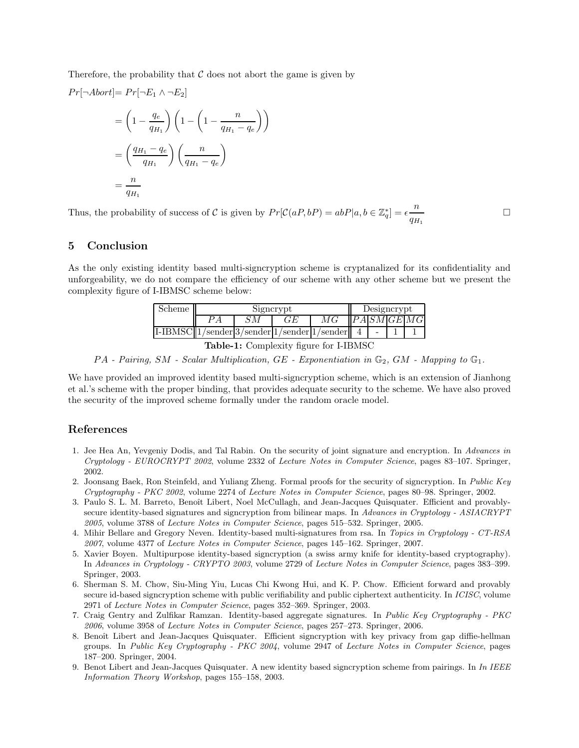Therefore, the probability that $\mathcal{C}$ does not abort the game is given by

$$
\begin{aligned}
Pr[\neg Abort] &= Pr[\neg E_1 \wedge \neg E_2] \\
&= \left(1 - \frac{q_e}{q_{H_1}}\right)\left(1 - \left(1 - \frac{n}{q_{H_1} - q_e}\right)\right) \\
&= \left(\frac{q_{H_1} - q_e}{q_{H_1}}\right)\left(\frac{n}{q_{H_1} - q_e}\right) \\
&= \frac{n}{q_{H_1}}
\end{aligned}
$$

Thus, the probability of success of $\mathcal{C}$ is given by $Pr[\mathcal{C}(aP, bP) = abP | a, b \in \mathbb{Z}_q^*] = \epsilon \frac{n}{q_{H_1}}$ □

## 5 Conclusion

As the only existing identity based multi-signcryption scheme is cryptanalized for its confidentiality and unforgeability, we do not compare the efficiency of our scheme with any other scheme but we present the complexity figure of I-IBMSC scheme below:

| Scheme | Signcrypt | | | | Designcrypt | | | |
|---|---|---|---|---|---|---|---|---|
| | $PA$ | $SM$ | $GE$ | $MG$ | $PA$ | $SM$ | $GE$ | $MG$ |
| I-IBMSC | 1/sender | 3/sender | 1/sender | 1/sender | 4 | - | 1 | 1 |

**Table-1:** Complexity figure for I-IBMSC

*PA - Pairing, SM - Scalar Multiplication, GE - Exponentiation in* $\mathbb{G}_2$*, GM - Mapping to* $\mathbb{G}_1$*.*

We have provided an improved identity based multi-signcryption scheme, which is an extension of Jianhong et al.'s scheme with the proper binding, that provides adequate security to the scheme. We have also proved the security of the improved scheme formally under the random oracle model.

## References

1. Jee Hea An, Yevgeniy Dodis, and Tal Rabin. On the security of joint signature and encryption. In *Advances in Cryptology - EUROCRYPT 2002*, volume 2332 of *Lecture Notes in Computer Science*, pages 83–107. Springer, 2002.
2. Joonsang Baek, Ron Steinfeld, and Yuliang Zheng. Formal proofs for the security of signcryption. In *Public Key Cryptography - PKC 2002*, volume 2274 of *Lecture Notes in Computer Science*, pages 80–98. Springer, 2002.
3. Paulo S. L. M. Barreto, Benoît Libert, Noel McCullagh, and Jean-Jacques Quisquater. Efficient and provably-secure identity-based signatures and signcryption from bilinear maps. In *Advances in Cryptology - ASIACRYPT 2005*, volume 3788 of *Lecture Notes in Computer Science*, pages 515–532. Springer, 2005.
4. Mihir Bellare and Gregory Neven. Identity-based multi-signatures from rsa. In *Topics in Cryptology - CT-RSA 2007*, volume 4377 of *Lecture Notes in Computer Science*, pages 145–162. Springer, 2007.
5. Xavier Boyen. Multipurpose identity-based signcryption (a swiss army knife for identity-based cryptography). In *Advances in Cryptology - CRYPTO 2003*, volume 2729 of *Lecture Notes in Computer Science*, pages 383–399. Springer, 2003.
6. Sherman S. M. Chow, Siu-Ming Yiu, Lucas Chi Kwong Hui, and K. P. Chow. Efficient forward and provably secure id-based signcryption scheme with public verifiability and public ciphertext authenticity. In *ICISC*, volume 2971 of *Lecture Notes in Computer Science*, pages 352–369. Springer, 2003.
7. Craig Gentry and Zulfikar Ramzan. Identity-based aggregate signatures. In *Public Key Cryptography - PKC 2006*, volume 3958 of *Lecture Notes in Computer Science*, pages 257–273. Springer, 2006.
8. Benoît Libert and Jean-Jacques Quisquater. Efficient signcryption with key privacy from gap diffie-hellman groups. In *Public Key Cryptography - PKC 2004*, volume 2947 of *Lecture Notes in Computer Science*, pages 187–200. Springer, 2004.
9. Benot Libert and Jean-Jacques Quisquater. A new identity based signcryption scheme from pairings. In *In IEEE Information Theory Workshop*, pages 155–158, 2003.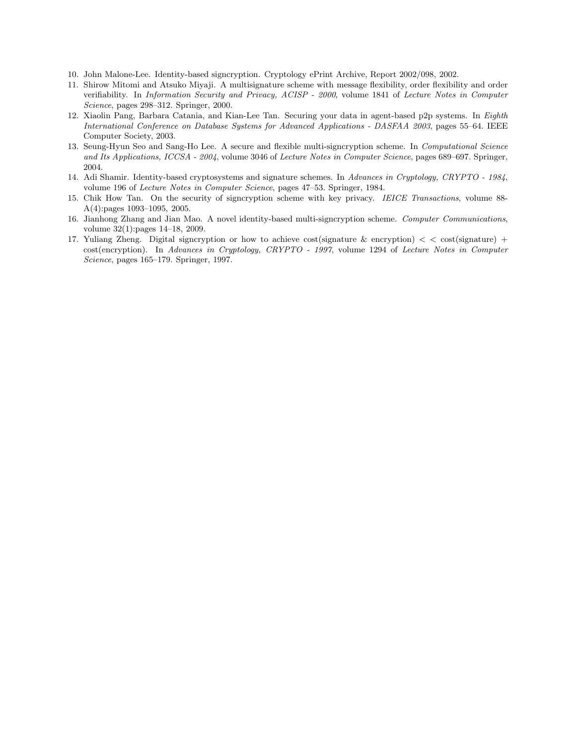10. John Malone-Lee. Identity-based signcryption. Cryptology ePrint Archive, Report 2002/098, 2002.
11. Shirow Mitomi and Atsuko Miyaji. A multisignature scheme with message flexibility, order flexibility and order verifiability. In *Information Security and Privacy, ACISP - 2000*, volume 1841 of *Lecture Notes in Computer Science*, pages 298–312. Springer, 2000.
12. Xiaolin Pang, Barbara Catania, and Kian-Lee Tan. Securing your data in agent-based p2p systems. In *Eighth International Conference on Database Systems for Advanced Applications - DASFAA 2003*, pages 55–64. IEEE Computer Society, 2003.
13. Seung-Hyun Seo and Sang-Ho Lee. A secure and flexible multi-signcryption scheme. In *Computational Science and Its Applications, ICCSA - 2004*, volume 3046 of *Lecture Notes in Computer Science*, pages 689–697. Springer, 2004.
14. Adi Shamir. Identity-based cryptosystems and signature schemes. In *Advances in Cryptology, CRYPTO - 1984*, volume 196 of *Lecture Notes in Computer Science*, pages 47–53. Springer, 1984.
15. Chik How Tan. On the security of signcryption scheme with key privacy. *IEICE Transactions*, volume 88-A(4):pages 1093–1095, 2005.
16. Jianhong Zhang and Jian Mao. A novel identity-based multi-signcryption scheme. *Computer Communications*, volume 32(1):pages 14–18, 2009.
17. Yuliang Zheng. Digital signcryption or how to achieve cost(signature & encryption) $<<$ cost(signature) + cost(encryption). In *Advances in Cryptology, CRYPTO - 1997*, volume 1294 of *Lecture Notes in Computer Science*, pages 165–179. Springer, 1997.